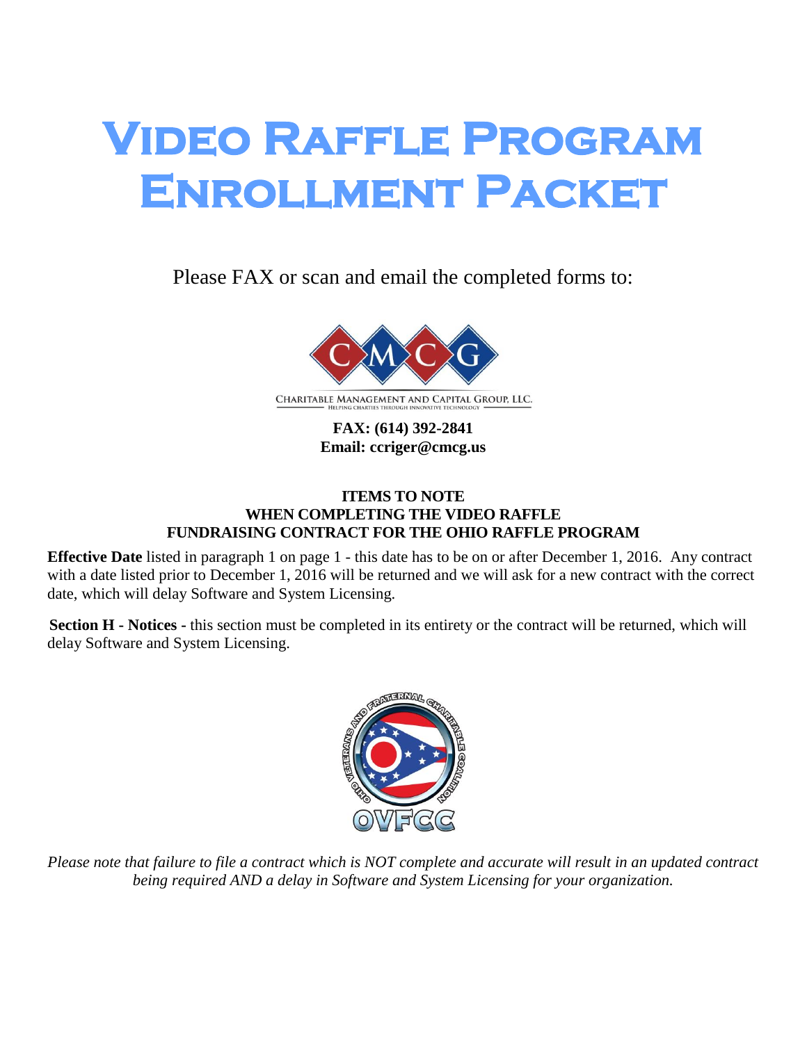# Video Raffle Program Enrollment Packet

Please FAX or scan and email the completed forms to:

CHARITABLE MANAGEMENT AND CAPITAL GROUP, LLC.

HELPING CHARITIES THROUGH INNOVATIVE TECHNOLOGY

**FAX: (614) 392-2841**
**Email: ccriger@cmcg.us**

**ITEMS TO NOTE**
**WHEN COMPLETING THE VIDEO RAFFLE**
**FUNDRAISING CONTRACT FOR THE OHIO RAFFLE PROGRAM**

**Effective Date** listed in paragraph 1 on page 1 - this date has to be on or after December 1, 2016. Any contract with a date listed prior to December 1, 2016 will be returned and we will ask for a new contract with the correct date, which will delay Software and System Licensing.

**Section H - Notices -** this section must be completed in its entirety or the contract will be returned, which will delay Software and System Licensing.

*Please note that failure to file a contract which is NOT complete and accurate will result in an updated contract being required AND a delay in Software and System Licensing for your organization.*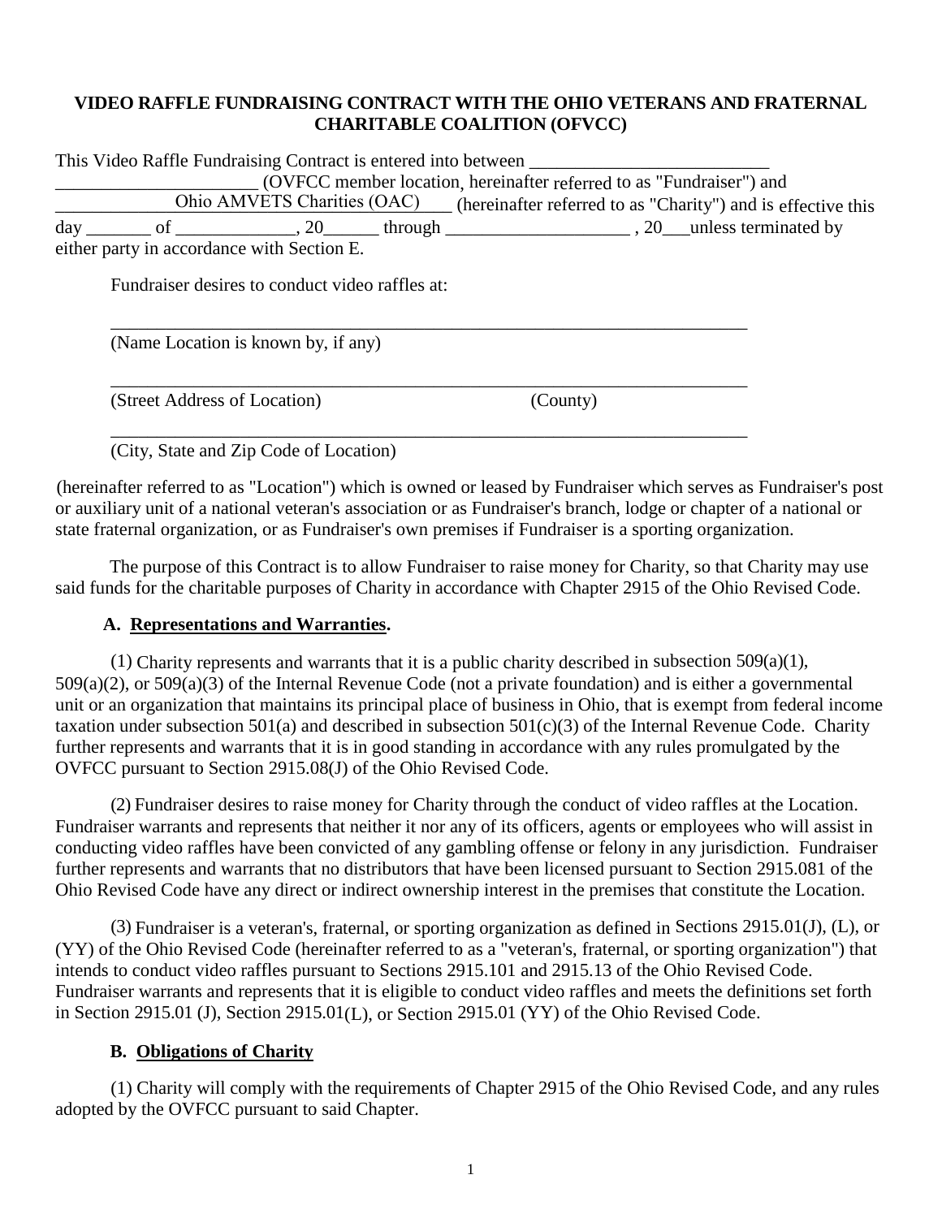**VIDEO RAFFLE FUNDRAISING CONTRACT WITH THE OHIO VETERANS AND FRATERNAL CHARITABLE COALITION (OFVCC)**

This Video Raffle Fundraising Contract is entered into between __________________________ ______________________ (OVFCC member location, hereinafter referred to as "Fundraiser") and _____________Ohio AMVETS Charities (OAC)____ (hereinafter referred to as "Charity") and is effective this day _______ of _____________, 20______ through ____________________ , 20___unless terminated by either party in accordance with Section E.

Fundraiser desires to conduct video raffles at:

________________________________________________________________________
(Name Location is known by, if any)

________________________________________________________________________
(Street Address of Location) (County)

________________________________________________________________________
(City, State and Zip Code of Location)

(hereinafter referred to as "Location") which is owned or leased by Fundraiser which serves as Fundraiser's post or auxiliary unit of a national veteran's association or as Fundraiser's branch, lodge or chapter of a national or state fraternal organization, or as Fundraiser's own premises if Fundraiser is a sporting organization.

The purpose of this Contract is to allow Fundraiser to raise money for Charity, so that Charity may use said funds for the charitable purposes of Charity in accordance with Chapter 2915 of the Ohio Revised Code.

**A. Representations and Warranties.**

(1) Charity represents and warrants that it is a public charity described in subsection 509(a)(1), 509(a)(2), or 509(a)(3) of the Internal Revenue Code (not a private foundation) and is either a governmental unit or an organization that maintains its principal place of business in Ohio, that is exempt from federal income taxation under subsection 501(a) and described in subsection 501(c)(3) of the Internal Revenue Code. Charity further represents and warrants that it is in good standing in accordance with any rules promulgated by the OVFCC pursuant to Section 2915.08(J) of the Ohio Revised Code.

(2) Fundraiser desires to raise money for Charity through the conduct of video raffles at the Location. Fundraiser warrants and represents that neither it nor any of its officers, agents or employees who will assist in conducting video raffles have been convicted of any gambling offense or felony in any jurisdiction. Fundraiser further represents and warrants that no distributors that have been licensed pursuant to Section 2915.081 of the Ohio Revised Code have any direct or indirect ownership interest in the premises that constitute the Location.

(3) Fundraiser is a veteran's, fraternal, or sporting organization as defined in Sections 2915.01(J), (L), or (YY) of the Ohio Revised Code (hereinafter referred to as a "veteran's, fraternal, or sporting organization") that intends to conduct video raffles pursuant to Sections 2915.101 and 2915.13 of the Ohio Revised Code. Fundraiser warrants and represents that it is eligible to conduct video raffles and meets the definitions set forth in Section 2915.01 (J), Section 2915.01(L), or Section 2915.01 (YY) of the Ohio Revised Code.

**B. Obligations of Charity**

(1) Charity will comply with the requirements of Chapter 2915 of the Ohio Revised Code, and any rules adopted by the OVFCC pursuant to said Chapter.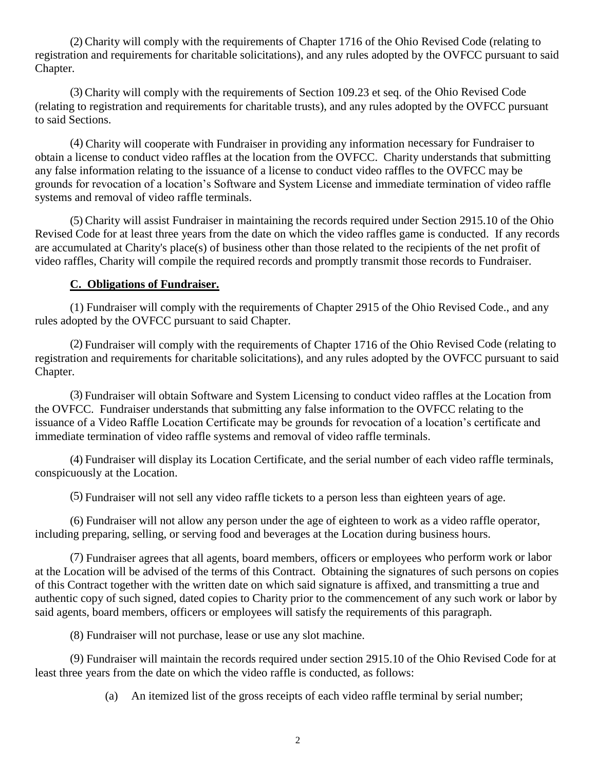(2) Charity will comply with the requirements of Chapter 1716 of the Ohio Revised Code (relating to registration and requirements for charitable solicitations), and any rules adopted by the OVFCC pursuant to said Chapter.

(3) Charity will comply with the requirements of Section 109.23 et seq. of the Ohio Revised Code (relating to registration and requirements for charitable trusts), and any rules adopted by the OVFCC pursuant to said Sections.

(4) Charity will cooperate with Fundraiser in providing any information necessary for Fundraiser to obtain a license to conduct video raffles at the location from the OVFCC. Charity understands that submitting any false information relating to the issuance of a license to conduct video raffles to the OVFCC may be grounds for revocation of a location's Software and System License and immediate termination of video raffle systems and removal of video raffle terminals.

(5) Charity will assist Fundraiser in maintaining the records required under Section 2915.10 of the Ohio Revised Code for at least three years from the date on which the video raffles game is conducted. If any records are accumulated at Charity's place(s) of business other than those related to the recipients of the net profit of video raffles, Charity will compile the required records and promptly transmit those records to Fundraiser.

**C. Obligations of Fundraiser.**

(1) Fundraiser will comply with the requirements of Chapter 2915 of the Ohio Revised Code., and any rules adopted by the OVFCC pursuant to said Chapter.

(2) Fundraiser will comply with the requirements of Chapter 1716 of the Ohio Revised Code (relating to registration and requirements for charitable solicitations), and any rules adopted by the OVFCC pursuant to said Chapter.

(3) Fundraiser will obtain Software and System Licensing to conduct video raffles at the Location from the OVFCC. Fundraiser understands that submitting any false information to the OVFCC relating to the issuance of a Video Raffle Location Certificate may be grounds for revocation of a location's certificate and immediate termination of video raffle systems and removal of video raffle terminals.

(4) Fundraiser will display its Location Certificate, and the serial number of each video raffle terminals, conspicuously at the Location.

(5) Fundraiser will not sell any video raffle tickets to a person less than eighteen years of age.

(6) Fundraiser will not allow any person under the age of eighteen to work as a video raffle operator, including preparing, selling, or serving food and beverages at the Location during business hours.

(7) Fundraiser agrees that all agents, board members, officers or employees who perform work or labor at the Location will be advised of the terms of this Contract. Obtaining the signatures of such persons on copies of this Contract together with the written date on which said signature is affixed, and transmitting a true and authentic copy of such signed, dated copies to Charity prior to the commencement of any such work or labor by said agents, board members, officers or employees will satisfy the requirements of this paragraph.

(8) Fundraiser will not purchase, lease or use any slot machine.

(9) Fundraiser will maintain the records required under section 2915.10 of the Ohio Revised Code for at least three years from the date on which the video raffle is conducted, as follows:

(a) An itemized list of the gross receipts of each video raffle terminal by serial number;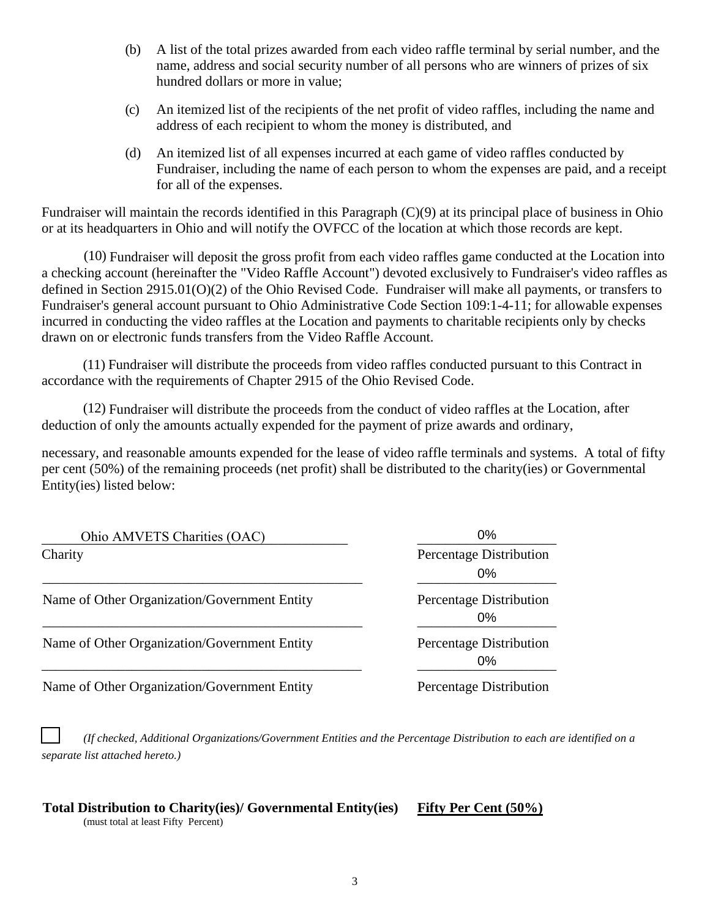(b) A list of the total prizes awarded from each video raffle terminal by serial number, and the name, address and social security number of all persons who are winners of prizes of six hundred dollars or more in value;

(c) An itemized list of the recipients of the net profit of video raffles, including the name and address of each recipient to whom the money is distributed, and

(d) An itemized list of all expenses incurred at each game of video raffles conducted by Fundraiser, including the name of each person to whom the expenses are paid, and a receipt for all of the expenses.

Fundraiser will maintain the records identified in this Paragraph (C)(9) at its principal place of business in Ohio or at its headquarters in Ohio and will notify the OVFCC of the location at which those records are kept.

(10) Fundraiser will deposit the gross profit from each video raffles game conducted at the Location into a checking account (hereinafter the "Video Raffle Account") devoted exclusively to Fundraiser's video raffles as defined in Section 2915.01(O)(2) of the Ohio Revised Code. Fundraiser will make all payments, or transfers to Fundraiser's general account pursuant to Ohio Administrative Code Section 109:1-4-11; for allowable expenses incurred in conducting the video raffles at the Location and payments to charitable recipients only by checks drawn on or electronic funds transfers from the Video Raffle Account.

(11) Fundraiser will distribute the proceeds from video raffles conducted pursuant to this Contract in accordance with the requirements of Chapter 2915 of the Ohio Revised Code.

(12) Fundraiser will distribute the proceeds from the conduct of video raffles at the Location, after deduction of only the amounts actually expended for the payment of prize awards and ordinary,

necessary, and reasonable amounts expended for the lease of video raffle terminals and systems. A total of fifty per cent (50%) of the remaining proceeds (net profit) shall be distributed to the charity(ies) or Governmental Entity(ies) listed below:

| Charity | Percentage Distribution |
|---|---|
| Ohio AMVETS Charities (OAC) | 0% |
| Name of Other Organization/Government Entity: ______ | 0% |
| Name of Other Organization/Government Entity: ______ | 0% |
| Name of Other Organization/Government Entity: ______ | 0% |

☐ *(If checked, Additional Organizations/Government Entities and the Percentage Distribution to each are identified on a separate list attached hereto.)*

**Total Distribution to Charity(ies)/ Governmental Entity(ies)** **Fifty Per Cent (50%)**
(must total at least Fifty Percent)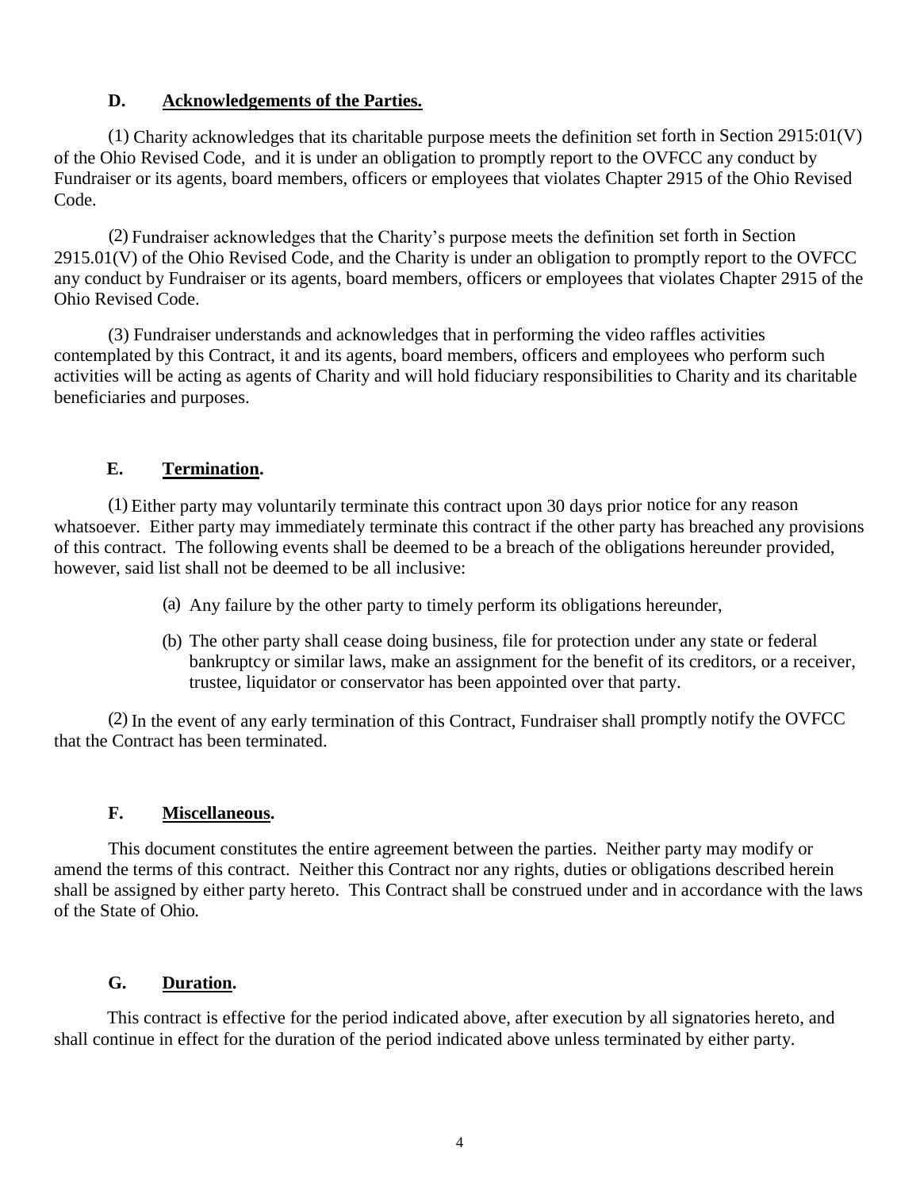### D. **Acknowledgements of the Parties.**

(1) Charity acknowledges that its charitable purpose meets the definition set forth in Section 2915:01(V) of the Ohio Revised Code, and it is under an obligation to promptly report to the OVFCC any conduct by Fundraiser or its agents, board members, officers or employees that violates Chapter 2915 of the Ohio Revised Code.

(2) Fundraiser acknowledges that the Charity's purpose meets the definition set forth in Section 2915.01(V) of the Ohio Revised Code, and the Charity is under an obligation to promptly report to the OVFCC any conduct by Fundraiser or its agents, board members, officers or employees that violates Chapter 2915 of the Ohio Revised Code.

(3) Fundraiser understands and acknowledges that in performing the video raffles activities contemplated by this Contract, it and its agents, board members, officers and employees who perform such activities will be acting as agents of Charity and will hold fiduciary responsibilities to Charity and its charitable beneficiaries and purposes.

### E. **Termination.**

(1) Either party may voluntarily terminate this contract upon 30 days prior notice for any reason whatsoever. Either party may immediately terminate this contract if the other party has breached any provisions of this contract. The following events shall be deemed to be a breach of the obligations hereunder provided, however, said list shall not be deemed to be all inclusive:

(a) Any failure by the other party to timely perform its obligations hereunder,

(b) The other party shall cease doing business, file for protection under any state or federal bankruptcy or similar laws, make an assignment for the benefit of its creditors, or a receiver, trustee, liquidator or conservator has been appointed over that party.

(2) In the event of any early termination of this Contract, Fundraiser shall promptly notify the OVFCC that the Contract has been terminated.

### F. **Miscellaneous.**

This document constitutes the entire agreement between the parties. Neither party may modify or amend the terms of this contract. Neither this Contract nor any rights, duties or obligations described herein shall be assigned by either party hereto. This Contract shall be construed under and in accordance with the laws of the State of Ohio.

### G. **Duration.**

This contract is effective for the period indicated above, after execution by all signatories hereto, and shall continue in effect for the duration of the period indicated above unless terminated by either party.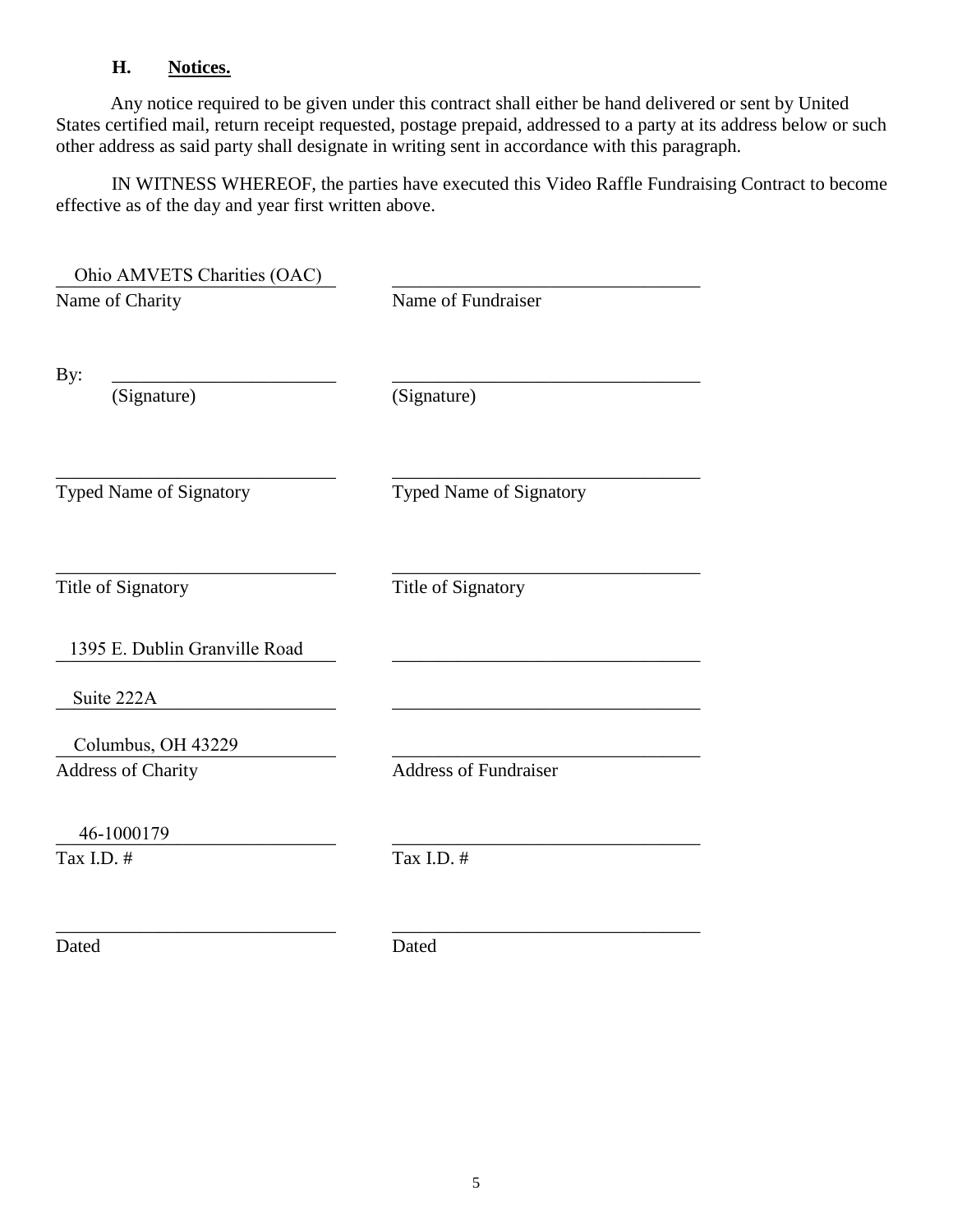### H. Notices.

Any notice required to be given under this contract shall either be hand delivered or sent by United States certified mail, return receipt requested, postage prepaid, addressed to a party at its address below or such other address as said party shall designate in writing sent in accordance with this paragraph.

IN WITNESS WHEREOF, the parties have executed this Video Raffle Fundraising Contract to become effective as of the day and year first written above.

| | |
|---|---|
| Ohio AMVETS Charities (OAC) | ______________________________ |
| Name of Charity | Name of Fundraiser |
| By: ______________________ (Signature) | ______________________________ (Signature) |
| ______________________________ | ______________________________ |
| Typed Name of Signatory | Typed Name of Signatory |
| ______________________________ | ______________________________ |
| Title of Signatory | Title of Signatory |
| 1395 E. Dublin Granville Road | ______________________________ |
| Suite 222A | ______________________________ |
| Columbus, OH 43229 | ______________________________ |
| Address of Charity | Address of Fundraiser |
| 46-1000179 | ______________________________ |
| Tax I.D. # | Tax I.D. # |
| ______________________________ | ______________________________ |
| Dated | Dated |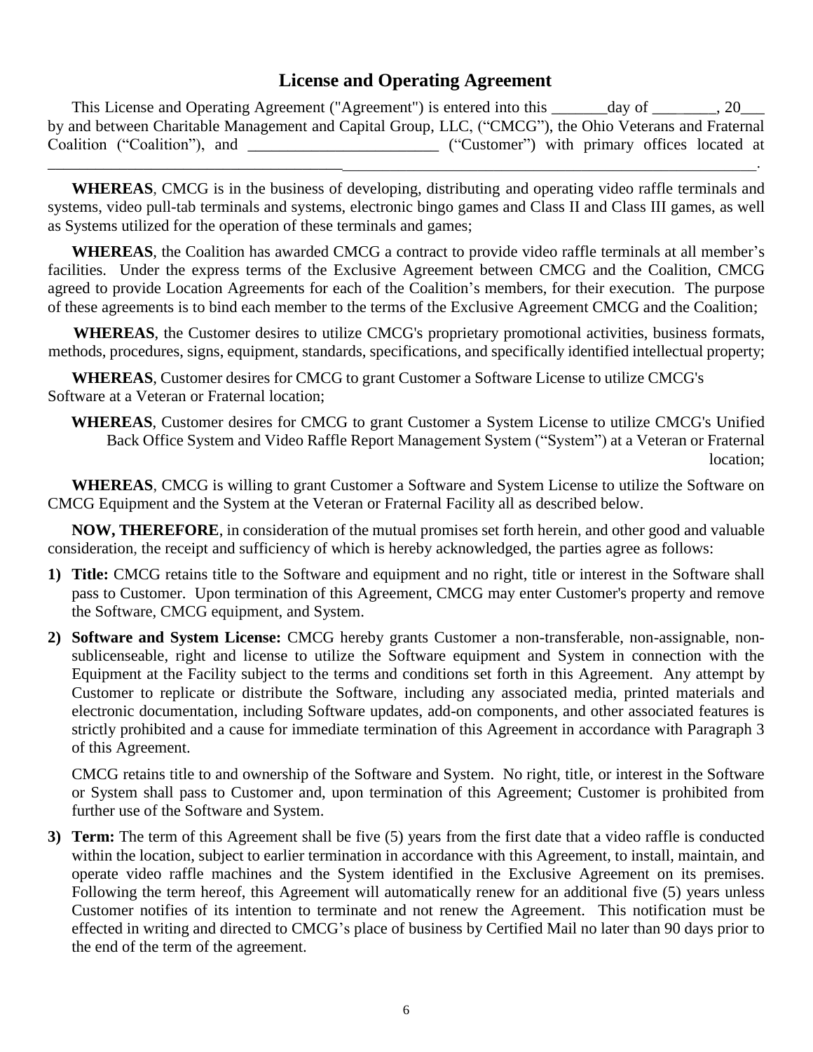## License and Operating Agreement

This License and Operating Agreement ("Agreement") is entered into this _______day of ________, 20___ by and between Charitable Management and Capital Group, LLC, ("CMCG"), the Ohio Veterans and Fraternal Coalition ("Coalition"), and ________________________ ("Customer") with primary offices located at ______________________________________________________________________________________________.

**WHEREAS**, CMCG is in the business of developing, distributing and operating video raffle terminals and systems, video pull-tab terminals and systems, electronic bingo games and Class II and Class III games, as well as Systems utilized for the operation of these terminals and games;

**WHEREAS**, the Coalition has awarded CMCG a contract to provide video raffle terminals at all member's facilities. Under the express terms of the Exclusive Agreement between CMCG and the Coalition, CMCG agreed to provide Location Agreements for each of the Coalition's members, for their execution. The purpose of these agreements is to bind each member to the terms of the Exclusive Agreement CMCG and the Coalition;

**WHEREAS**, the Customer desires to utilize CMCG's proprietary promotional activities, business formats, methods, procedures, signs, equipment, standards, specifications, and specifically identified intellectual property;

**WHEREAS**, Customer desires for CMCG to grant Customer a Software License to utilize CMCG's Software at a Veteran or Fraternal location;

**WHEREAS**, Customer desires for CMCG to grant Customer a System License to utilize CMCG's Unified Back Office System and Video Raffle Report Management System ("System") at a Veteran or Fraternal location;

**WHEREAS**, CMCG is willing to grant Customer a Software and System License to utilize the Software on CMCG Equipment and the System at the Veteran or Fraternal Facility all as described below.

**NOW, THEREFORE**, in consideration of the mutual promises set forth herein, and other good and valuable consideration, the receipt and sufficiency of which is hereby acknowledged, the parties agree as follows:

1) **Title:** CMCG retains title to the Software and equipment and no right, title or interest in the Software shall pass to Customer. Upon termination of this Agreement, CMCG may enter Customer's property and remove the Software, CMCG equipment, and System.

2) **Software and System License:** CMCG hereby grants Customer a non-transferable, non-assignable, non-sublicenseable, right and license to utilize the Software equipment and System in connection with the Equipment at the Facility subject to the terms and conditions set forth in this Agreement. Any attempt by Customer to replicate or distribute the Software, including any associated media, printed materials and electronic documentation, including Software updates, add-on components, and other associated features is strictly prohibited and a cause for immediate termination of this Agreement in accordance with Paragraph 3 of this Agreement.

   CMCG retains title to and ownership of the Software and System. No right, title, or interest in the Software or System shall pass to Customer and, upon termination of this Agreement; Customer is prohibited from further use of the Software and System.

3) **Term:** The term of this Agreement shall be five (5) years from the first date that a video raffle is conducted within the location, subject to earlier termination in accordance with this Agreement, to install, maintain, and operate video raffle machines and the System identified in the Exclusive Agreement on its premises. Following the term hereof, this Agreement will automatically renew for an additional five (5) years unless Customer notifies of its intention to terminate and not renew the Agreement. This notification must be effected in writing and directed to CMCG's place of business by Certified Mail no later than 90 days prior to the end of the term of the agreement.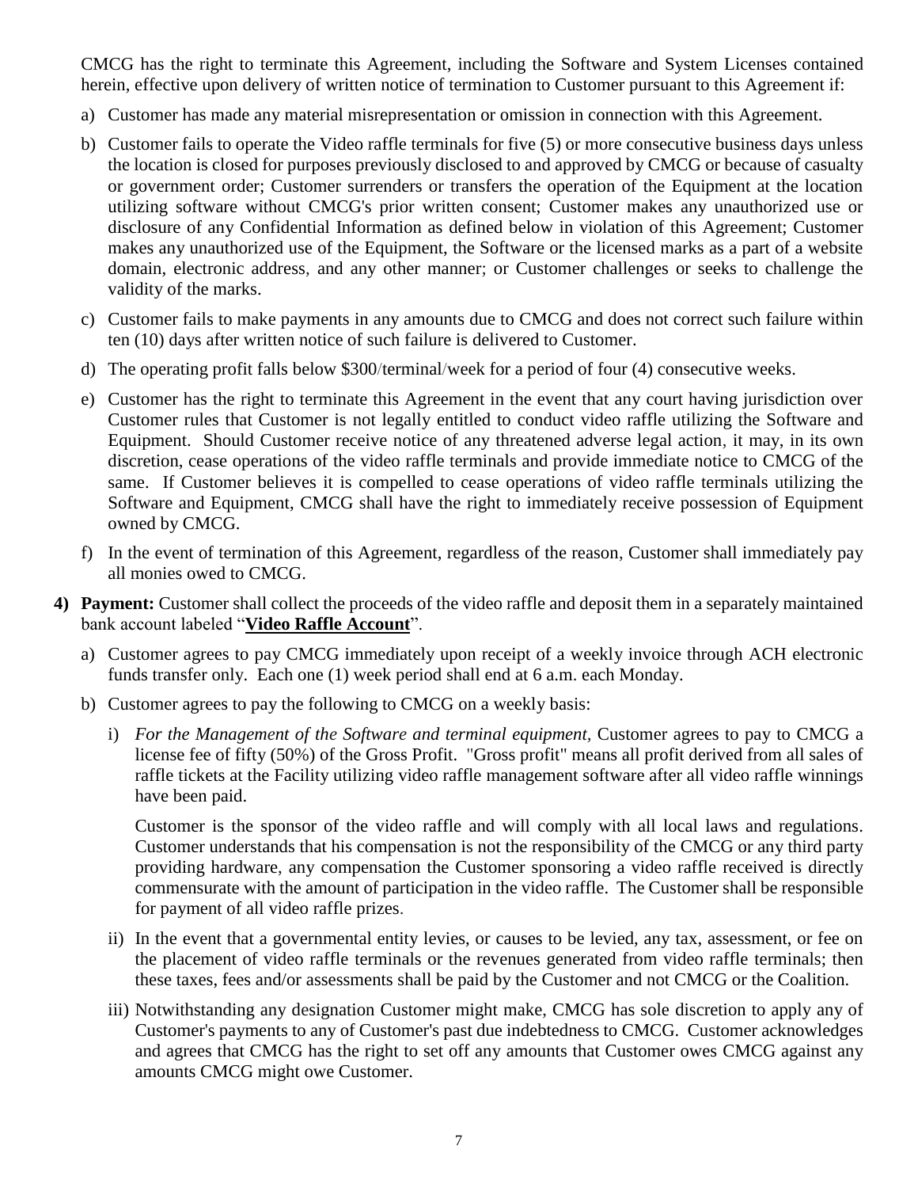CMCG has the right to terminate this Agreement, including the Software and System Licenses contained herein, effective upon delivery of written notice of termination to Customer pursuant to this Agreement if:

a) Customer has made any material misrepresentation or omission in connection with this Agreement.

b) Customer fails to operate the Video raffle terminals for five (5) or more consecutive business days unless the location is closed for purposes previously disclosed to and approved by CMCG or because of casualty or government order; Customer surrenders or transfers the operation of the Equipment at the location utilizing software without CMCG's prior written consent; Customer makes any unauthorized use or disclosure of any Confidential Information as defined below in violation of this Agreement; Customer makes any unauthorized use of the Equipment, the Software or the licensed marks as a part of a website domain, electronic address, and any other manner; or Customer challenges or seeks to challenge the validity of the marks.

c) Customer fails to make payments in any amounts due to CMCG and does not correct such failure within ten (10) days after written notice of such failure is delivered to Customer.

d) The operating profit falls below \$300/terminal/week for a period of four (4) consecutive weeks.

e) Customer has the right to terminate this Agreement in the event that any court having jurisdiction over Customer rules that Customer is not legally entitled to conduct video raffle utilizing the Software and Equipment. Should Customer receive notice of any threatened adverse legal action, it may, in its own discretion, cease operations of the video raffle terminals and provide immediate notice to CMCG of the same. If Customer believes it is compelled to cease operations of video raffle terminals utilizing the Software and Equipment, CMCG shall have the right to immediately receive possession of Equipment owned by CMCG.

f) In the event of termination of this Agreement, regardless of the reason, Customer shall immediately pay all monies owed to CMCG.

**4) Payment:** Customer shall collect the proceeds of the video raffle and deposit them in a separately maintained bank account labeled "**<u>Video Raffle Account</u>**".

a) Customer agrees to pay CMCG immediately upon receipt of a weekly invoice through ACH electronic funds transfer only. Each one (1) week period shall end at 6 a.m. each Monday.

b) Customer agrees to pay the following to CMCG on a weekly basis:

i) *For the Management of the Software and terminal equipment*, Customer agrees to pay to CMCG a license fee of fifty (50%) of the Gross Profit. "Gross profit" means all profit derived from all sales of raffle tickets at the Facility utilizing video raffle management software after all video raffle winnings have been paid.

Customer is the sponsor of the video raffle and will comply with all local laws and regulations. Customer understands that his compensation is not the responsibility of the CMCG or any third party providing hardware, any compensation the Customer sponsoring a video raffle received is directly commensurate with the amount of participation in the video raffle. The Customer shall be responsible for payment of all video raffle prizes.

ii) In the event that a governmental entity levies, or causes to be levied, any tax, assessment, or fee on the placement of video raffle terminals or the revenues generated from video raffle terminals; then these taxes, fees and/or assessments shall be paid by the Customer and not CMCG or the Coalition.

iii) Notwithstanding any designation Customer might make, CMCG has sole discretion to apply any of Customer's payments to any of Customer's past due indebtedness to CMCG. Customer acknowledges and agrees that CMCG has the right to set off any amounts that Customer owes CMCG against any amounts CMCG might owe Customer.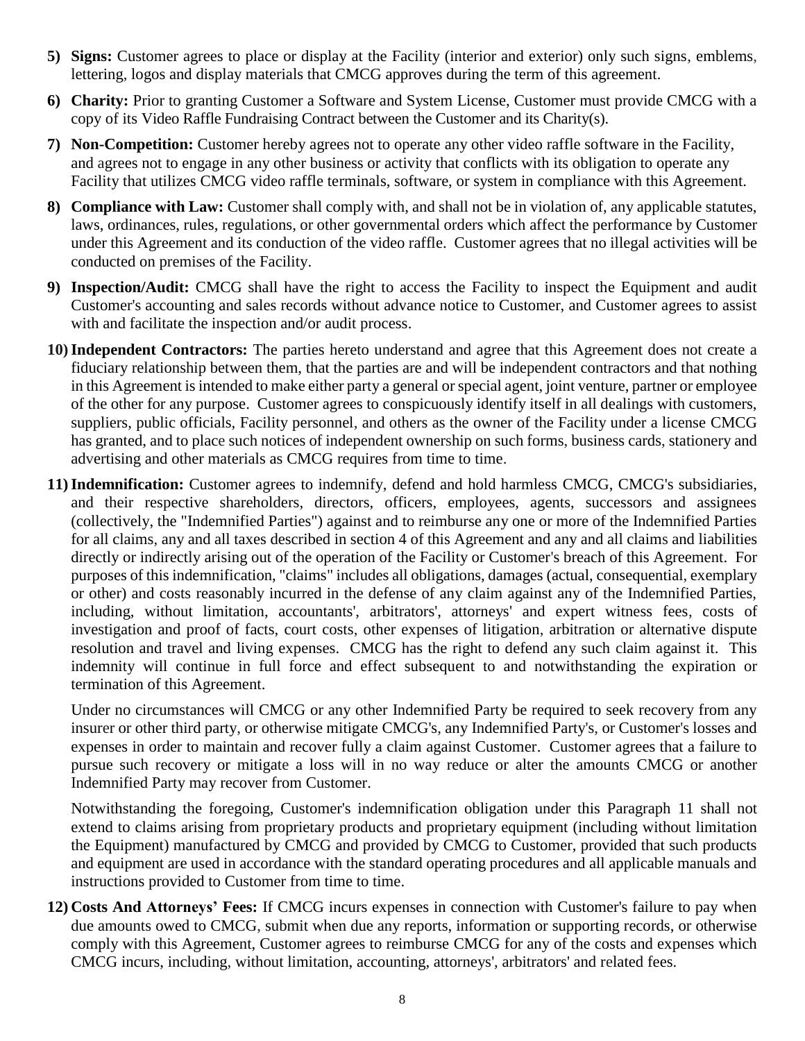5) **Signs:** Customer agrees to place or display at the Facility (interior and exterior) only such signs, emblems, lettering, logos and display materials that CMCG approves during the term of this agreement.

6) **Charity:** Prior to granting Customer a Software and System License, Customer must provide CMCG with a copy of its Video Raffle Fundraising Contract between the Customer and its Charity(s).

7) **Non-Competition:** Customer hereby agrees not to operate any other video raffle software in the Facility, and agrees not to engage in any other business or activity that conflicts with its obligation to operate any Facility that utilizes CMCG video raffle terminals, software, or system in compliance with this Agreement.

8) **Compliance with Law:** Customer shall comply with, and shall not be in violation of, any applicable statutes, laws, ordinances, rules, regulations, or other governmental orders which affect the performance by Customer under this Agreement and its conduction of the video raffle. Customer agrees that no illegal activities will be conducted on premises of the Facility.

9) **Inspection/Audit:** CMCG shall have the right to access the Facility to inspect the Equipment and audit Customer's accounting and sales records without advance notice to Customer, and Customer agrees to assist with and facilitate the inspection and/or audit process.

10) **Independent Contractors:** The parties hereto understand and agree that this Agreement does not create a fiduciary relationship between them, that the parties are and will be independent contractors and that nothing in this Agreement is intended to make either party a general or special agent, joint venture, partner or employee of the other for any purpose. Customer agrees to conspicuously identify itself in all dealings with customers, suppliers, public officials, Facility personnel, and others as the owner of the Facility under a license CMCG has granted, and to place such notices of independent ownership on such forms, business cards, stationery and advertising and other materials as CMCG requires from time to time.

11) **Indemnification:** Customer agrees to indemnify, defend and hold harmless CMCG, CMCG's subsidiaries, and their respective shareholders, directors, officers, employees, agents, successors and assignees (collectively, the "Indemnified Parties") against and to reimburse any one or more of the Indemnified Parties for all claims, any and all taxes described in section 4 of this Agreement and any and all claims and liabilities directly or indirectly arising out of the operation of the Facility or Customer's breach of this Agreement. For purposes of this indemnification, "claims" includes all obligations, damages (actual, consequential, exemplary or other) and costs reasonably incurred in the defense of any claim against any of the Indemnified Parties, including, without limitation, accountants', arbitrators', attorneys' and expert witness fees, costs of investigation and proof of facts, court costs, other expenses of litigation, arbitration or alternative dispute resolution and travel and living expenses. CMCG has the right to defend any such claim against it. This indemnity will continue in full force and effect subsequent to and notwithstanding the expiration or termination of this Agreement.

    Under no circumstances will CMCG or any other Indemnified Party be required to seek recovery from any insurer or other third party, or otherwise mitigate CMCG's, any Indemnified Party's, or Customer's losses and expenses in order to maintain and recover fully a claim against Customer. Customer agrees that a failure to pursue such recovery or mitigate a loss will in no way reduce or alter the amounts CMCG or another Indemnified Party may recover from Customer.

    Notwithstanding the foregoing, Customer's indemnification obligation under this Paragraph 11 shall not extend to claims arising from proprietary products and proprietary equipment (including without limitation the Equipment) manufactured by CMCG and provided by CMCG to Customer, provided that such products and equipment are used in accordance with the standard operating procedures and all applicable manuals and instructions provided to Customer from time to time.

12) **Costs And Attorneys' Fees:** If CMCG incurs expenses in connection with Customer's failure to pay when due amounts owed to CMCG, submit when due any reports, information or supporting records, or otherwise comply with this Agreement, Customer agrees to reimburse CMCG for any of the costs and expenses which CMCG incurs, including, without limitation, accounting, attorneys', arbitrators' and related fees.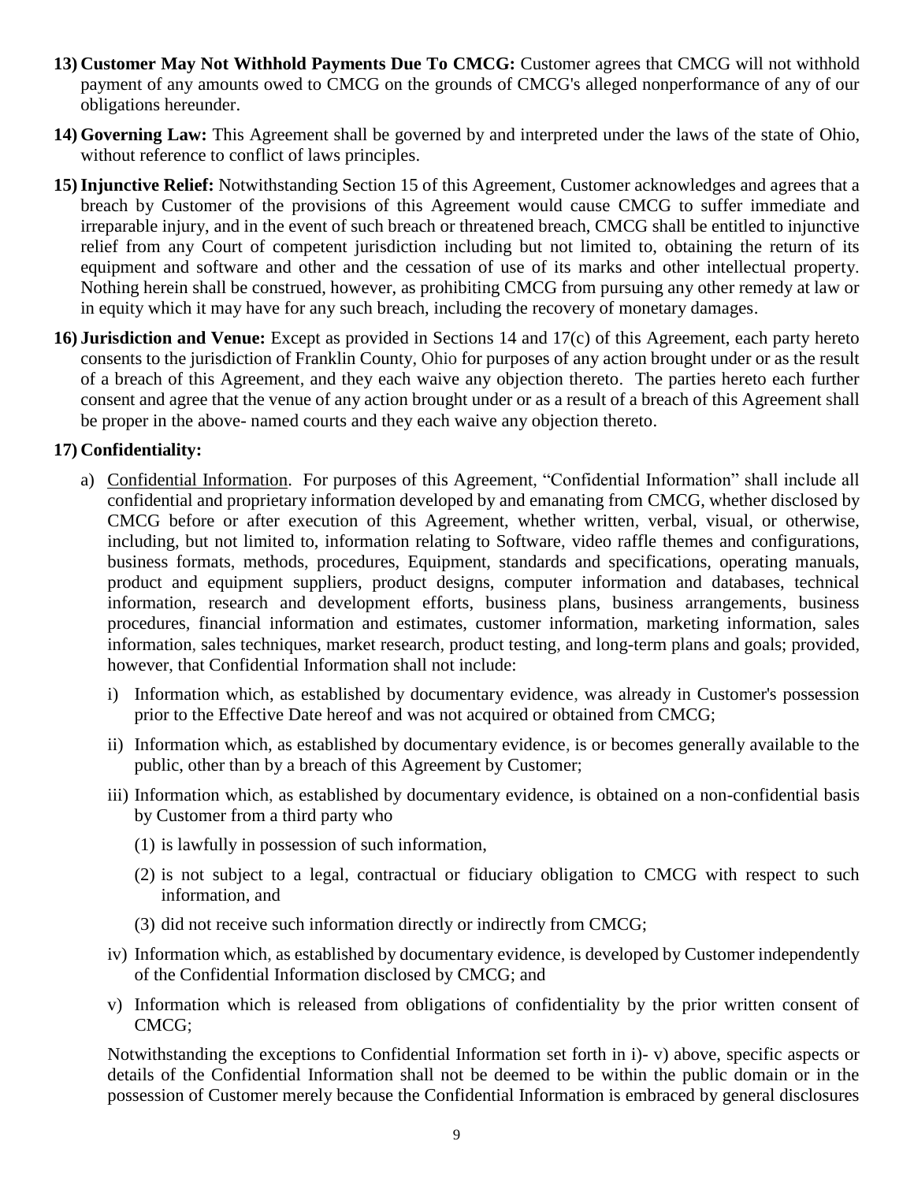13) **Customer May Not Withhold Payments Due To CMCG:** Customer agrees that CMCG will not withhold payment of any amounts owed to CMCG on the grounds of CMCG's alleged nonperformance of any of our obligations hereunder.

14) **Governing Law:** This Agreement shall be governed by and interpreted under the laws of the state of Ohio, without reference to conflict of laws principles.

15) **Injunctive Relief:** Notwithstanding Section 15 of this Agreement, Customer acknowledges and agrees that a breach by Customer of the provisions of this Agreement would cause CMCG to suffer immediate and irreparable injury, and in the event of such breach or threatened breach, CMCG shall be entitled to injunctive relief from any Court of competent jurisdiction including but not limited to, obtaining the return of its equipment and software and other and the cessation of use of its marks and other intellectual property. Nothing herein shall be construed, however, as prohibiting CMCG from pursuing any other remedy at law or in equity which it may have for any such breach, including the recovery of monetary damages.

16) **Jurisdiction and Venue:** Except as provided in Sections 14 and 17(c) of this Agreement, each party hereto consents to the jurisdiction of Franklin County, Ohio for purposes of any action brought under or as the result of a breach of this Agreement, and they each waive any objection thereto. The parties hereto each further consent and agree that the venue of any action brought under or as a result of a breach of this Agreement shall be proper in the above- named courts and they each waive any objection thereto.

17) **Confidentiality:**

   a) Confidential Information. For purposes of this Agreement, "Confidential Information" shall include all confidential and proprietary information developed by and emanating from CMCG, whether disclosed by CMCG before or after execution of this Agreement, whether written, verbal, visual, or otherwise, including, but not limited to, information relating to Software, video raffle themes and configurations, business formats, methods, procedures, Equipment, standards and specifications, operating manuals, product and equipment suppliers, product designs, computer information and databases, technical information, research and development efforts, business plans, business arrangements, business procedures, financial information and estimates, customer information, marketing information, sales information, sales techniques, market research, product testing, and long-term plans and goals; provided, however, that Confidential Information shall not include:

      i) Information which, as established by documentary evidence, was already in Customer's possession prior to the Effective Date hereof and was not acquired or obtained from CMCG;

      ii) Information which, as established by documentary evidence, is or becomes generally available to the public, other than by a breach of this Agreement by Customer;

      iii) Information which, as established by documentary evidence, is obtained on a non-confidential basis by Customer from a third party who

         (1) is lawfully in possession of such information,

         (2) is not subject to a legal, contractual or fiduciary obligation to CMCG with respect to such information, and

         (3) did not receive such information directly or indirectly from CMCG;

      iv) Information which, as established by documentary evidence, is developed by Customer independently of the Confidential Information disclosed by CMCG; and

      v) Information which is released from obligations of confidentiality by the prior written consent of CMCG;

   Notwithstanding the exceptions to Confidential Information set forth in i)- v) above, specific aspects or details of the Confidential Information shall not be deemed to be within the public domain or in the possession of Customer merely because the Confidential Information is embraced by general disclosures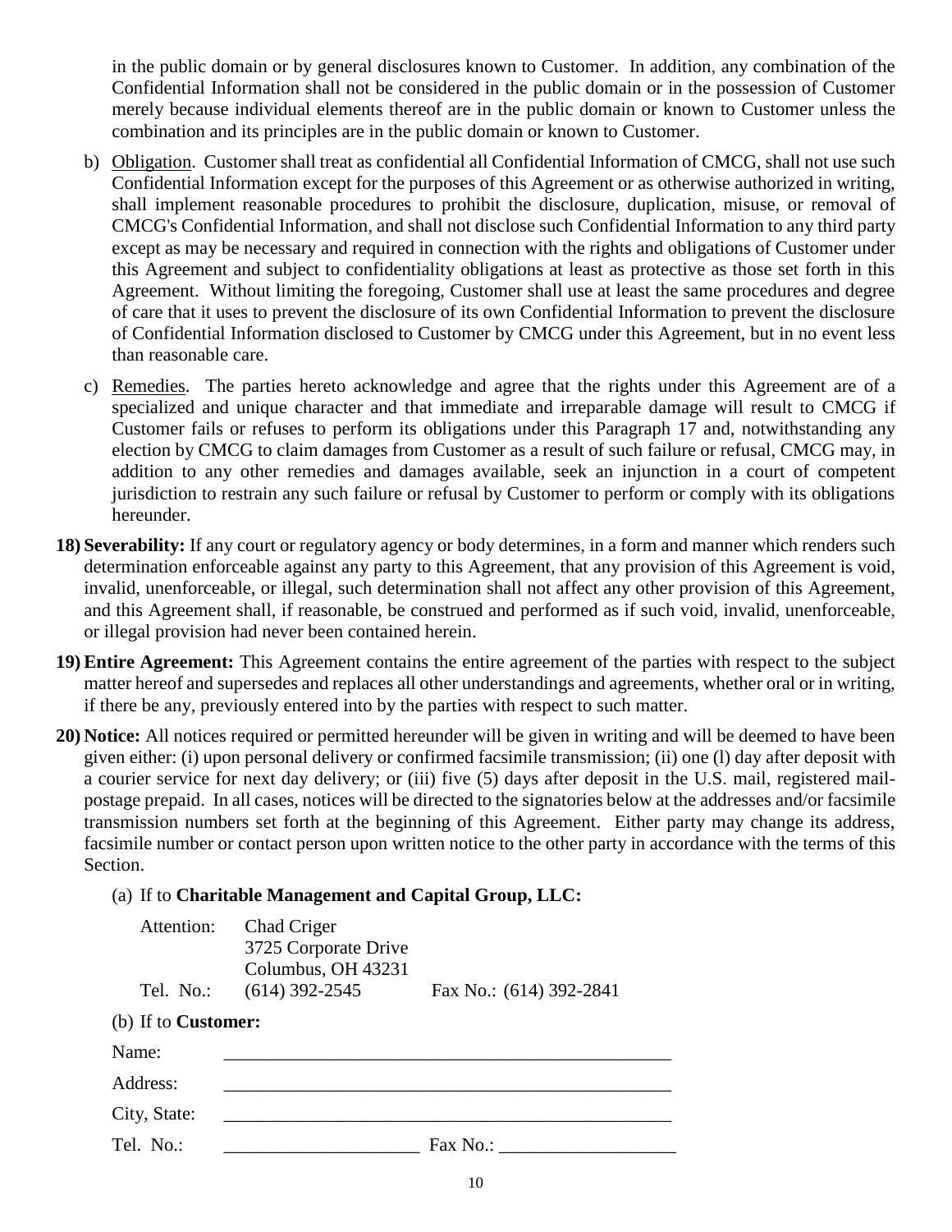in the public domain or by general disclosures known to Customer. In addition, any combination of the Confidential Information shall not be considered in the public domain or in the possession of Customer merely because individual elements thereof are in the public domain or known to Customer unless the combination and its principles are in the public domain or known to Customer.

b) Obligation. Customer shall treat as confidential all Confidential Information of CMCG, shall not use such Confidential Information except for the purposes of this Agreement or as otherwise authorized in writing, shall implement reasonable procedures to prohibit the disclosure, duplication, misuse, or removal of CMCG's Confidential Information, and shall not disclose such Confidential Information to any third party except as may be necessary and required in connection with the rights and obligations of Customer under this Agreement and subject to confidentiality obligations at least as protective as those set forth in this Agreement. Without limiting the foregoing, Customer shall use at least the same procedures and degree of care that it uses to prevent the disclosure of its own Confidential Information to prevent the disclosure of Confidential Information disclosed to Customer by CMCG under this Agreement, but in no event less than reasonable care.

c) Remedies. The parties hereto acknowledge and agree that the rights under this Agreement are of a specialized and unique character and that immediate and irreparable damage will result to CMCG if Customer fails or refuses to perform its obligations under this Paragraph 17 and, notwithstanding any election by CMCG to claim damages from Customer as a result of such failure or refusal, CMCG may, in addition to any other remedies and damages available, seek an injunction in a court of competent jurisdiction to restrain any such failure or refusal by Customer to perform or comply with its obligations hereunder.

18) **Severability:** If any court or regulatory agency or body determines, in a form and manner which renders such determination enforceable against any party to this Agreement, that any provision of this Agreement is void, invalid, unenforceable, or illegal, such determination shall not affect any other provision of this Agreement, and this Agreement shall, if reasonable, be construed and performed as if such void, invalid, unenforceable, or illegal provision had never been contained herein.

19) **Entire Agreement:** This Agreement contains the entire agreement of the parties with respect to the subject matter hereof and supersedes and replaces all other understandings and agreements, whether oral or in writing, if there be any, previously entered into by the parties with respect to such matter.

20) **Notice:** All notices required or permitted hereunder will be given in writing and will be deemed to have been given either: (i) upon personal delivery or confirmed facsimile transmission; (ii) one (l) day after deposit with a courier service for next day delivery; or (iii) five (5) days after deposit in the U.S. mail, registered mail-postage prepaid. In all cases, notices will be directed to the signatories below at the addresses and/or facsimile transmission numbers set forth at the beginning of this Agreement. Either party may change its address, facsimile number or contact person upon written notice to the other party in accordance with the terms of this Section.

(a) If to **Charitable Management and Capital Group, LLC:**

Attention: Chad Criger
3725 Corporate Drive
Columbus, OH 43231
Tel. No.: (614) 392-2545 Fax No.: (614) 392-2841

(b) If to **Customer:**

Name: ______________________________

Address: ______________________________

City, State: ______________________________

Tel. No.: ______________ Fax No.: ______________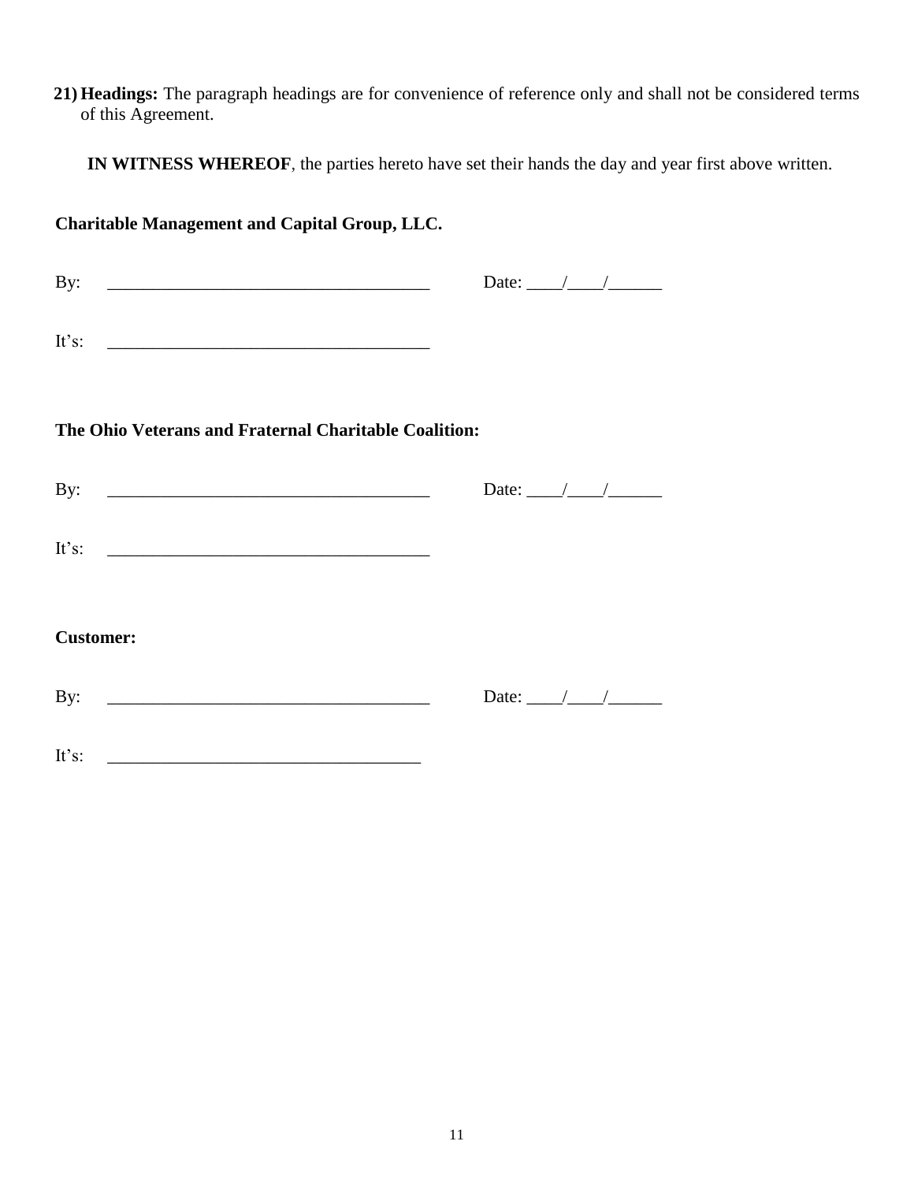21) **Headings:** The paragraph headings are for convenience of reference only and shall not be considered terms of this Agreement.

**IN WITNESS WHEREOF**, the parties hereto have set their hands the day and year first above written.

**Charitable Management and Capital Group, LLC.**

By: ____________________________________ Date: ____/____/______

It's: ____________________________________

**The Ohio Veterans and Fraternal Charitable Coalition:**

By: ____________________________________ Date: ____/____/______

It's: ____________________________________

**Customer:**

By: ____________________________________ Date: ____/____/______

It's: ____________________________________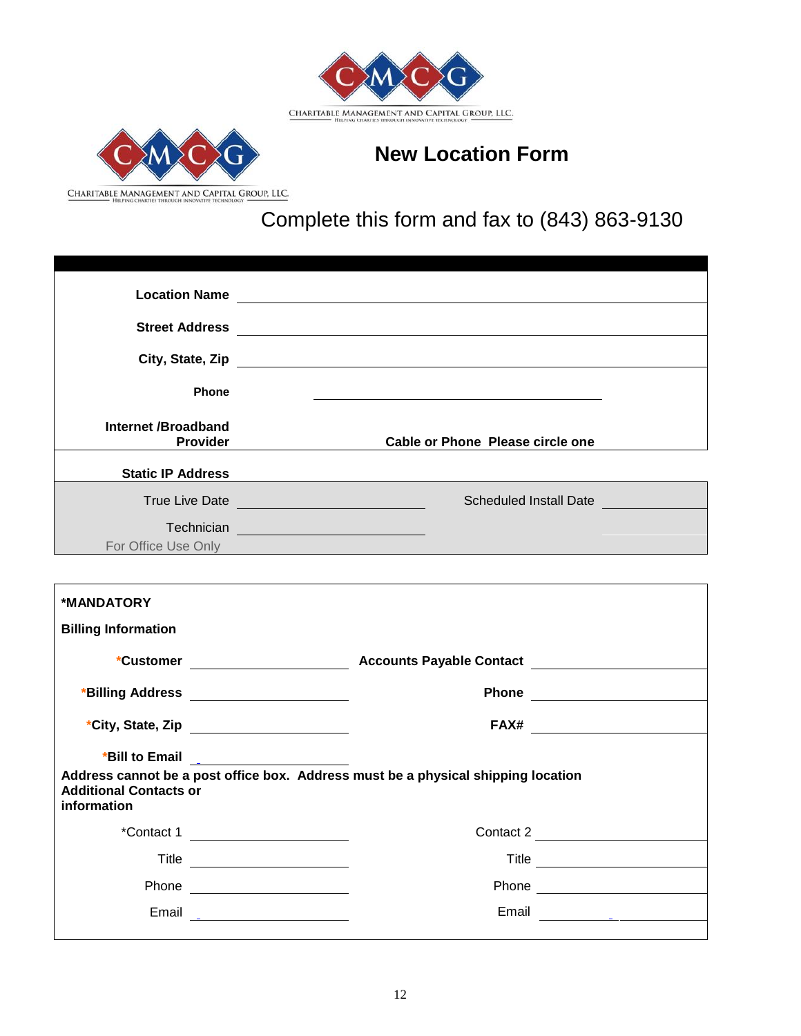CHARITABLE MANAGEMENT AND CAPITAL GROUP, LLC
HELPING CHARITIES THROUGH INNOVATIVE TECHNOLOGY

# New Location Form

Complete this form and fax to (843) 863-9130

| | |
|---|---|
| **Location Name** | |
| **Street Address** | |
| **City, State, Zip** | |
| **Phone** | |
| **Internet /Broadband Provider** | **Cable or Phone Please circle one** |
| **Static IP Address** | |

| | | | |
|---|---|---|---|
| True Live Date | | Scheduled Install Date | |
| Technician | | | |

For Office Use Only

**\*MANDATORY**

**Billing Information**

| | | | |
|---|---|---|---|
| **\*Customer** | | **Accounts Payable Contact** | |
| **\*Billing Address** | | **Phone** | |
| **\*City, State, Zip** | | **FAX#** | |
| **\*Bill to Email** | | | |

**Address cannot be a post office box. Address must be a physical shipping location**

**Additional Contacts or information**

| | | | |
|---|---|---|---|
| \*Contact 1 | | Contact 2 | |
| Title | | Title | |
| Phone | | Phone | |
| Email | | Email | |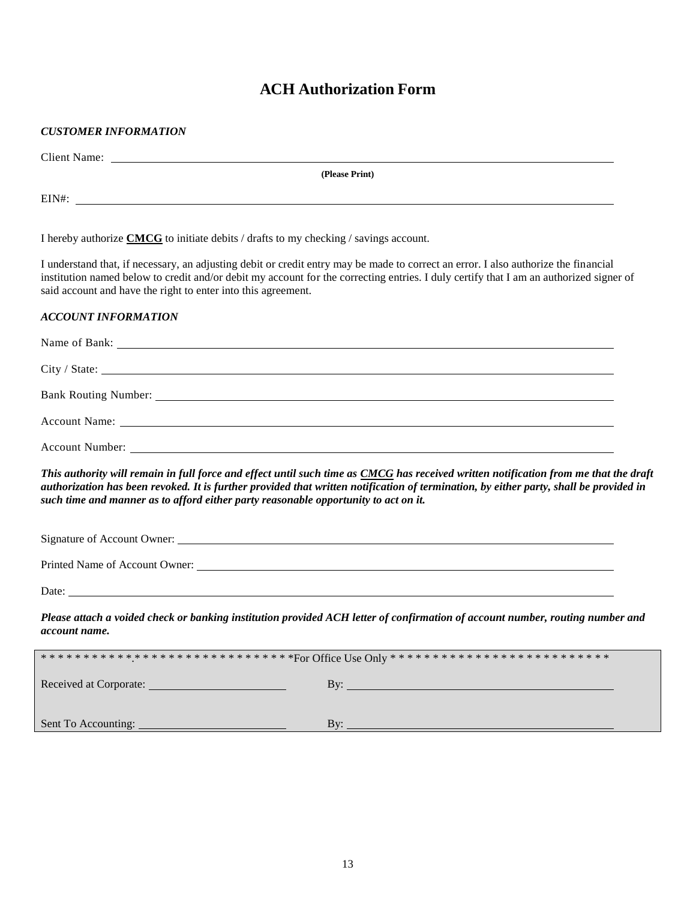# ACH Authorization Form

***CUSTOMER INFORMATION***

Client Name: ______________________________________________

**(Please Print)**

EIN#: ______________________________________________

I hereby authorize **<u>CMCG</u>** to initiate debits / drafts to my checking / savings account.

I understand that, if necessary, an adjusting debit or credit entry may be made to correct an error. I also authorize the financial institution named below to credit and/or debit my account for the correcting entries. I duly certify that I am an authorized signer of said account and have the right to enter into this agreement.

***ACCOUNT INFORMATION***

Name of Bank: ______________________________________________

City / State: ______________________________________________

Bank Routing Number: ______________________________________________

Account Name: ______________________________________________

Account Number: ______________________________________________

***This authority will remain in full force and effect until such time as <u>CMCG</u> has received written notification from me that the draft authorization has been revoked. It is further provided that written notification of termination, by either party, shall be provided in such time and manner as to afford either party reasonable opportunity to act on it.***

Signature of Account Owner: ______________________________________________

Printed Name of Account Owner: ______________________________________________

Date: ______________________________________________

***Please attach a voided check or banking institution provided ACH letter of confirmation of account number, routing number and account name.***

* * * * * * * * * * * * * * * * * * * * * * * * * * * * * * * * *For Office Use Only * * * * * * * * * * * * * * * * * * * * * * * * * * *

Received at Corporate: ____________________ By: ______________________________

Sent To Accounting: ____________________ By: ______________________________